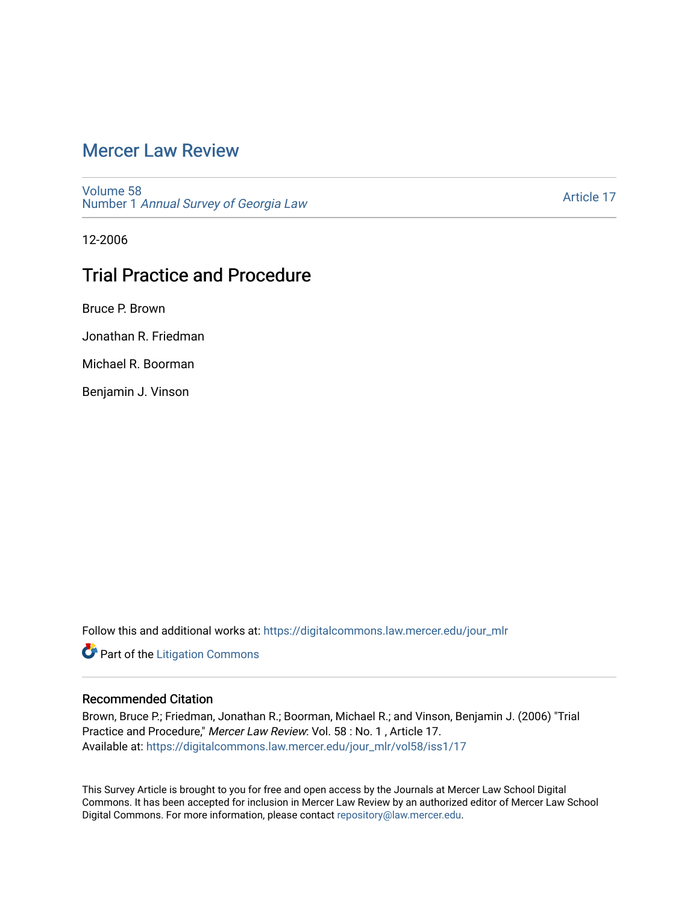# Mercer Law Review

Volume 58
Number 1 *Annual Survey of Georgia Law*

Article 17

12-2006

## Trial Practice and Procedure

Bruce P. Brown

Jonathan R. Friedman

Michael R. Boorman

Benjamin J. Vinson

Follow this and additional works at: https://digitalcommons.law.mercer.edu/jour_mlr

Part of the Litigation Commons

### Recommended Citation

Brown, Bruce P.; Friedman, Jonathan R.; Boorman, Michael R.; and Vinson, Benjamin J. (2006) "Trial Practice and Procedure," *Mercer Law Review*: Vol. 58 : No. 1 , Article 17.
Available at: https://digitalcommons.law.mercer.edu/jour_mlr/vol58/iss1/17

This Survey Article is brought to you for free and open access by the Journals at Mercer Law School Digital Commons. It has been accepted for inclusion in Mercer Law Review by an authorized editor of Mercer Law School Digital Commons. For more information, please contact repository@law.mercer.edu.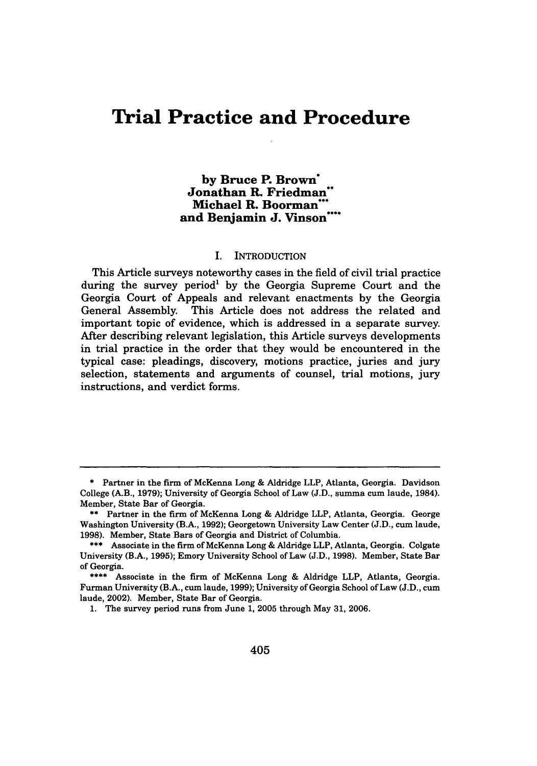# Trial Practice and Procedure

**by Bruce P. Brown\***
**Jonathan R. Friedman\*\***
**Michael R. Boorman\*\*\***
**and Benjamin J. Vinson\*\*\*\***

## I. INTRODUCTION

This Article surveys noteworthy cases in the field of civil trial practice during the survey period[1] by the Georgia Supreme Court and the Georgia Court of Appeals and relevant enactments by the Georgia General Assembly. This Article does not address the related and important topic of evidence, which is addressed in a separate survey. After describing relevant legislation, this Article surveys developments in trial practice in the order that they would be encountered in the typical case: pleadings, discovery, motions practice, juries and jury selection, statements and arguments of counsel, trial motions, jury instructions, and verdict forms.

---

\* Partner in the firm of McKenna Long & Aldridge LLP, Atlanta, Georgia. Davidson College (A.B., 1979); University of Georgia School of Law (J.D., summa cum laude, 1984). Member, State Bar of Georgia.

\*\* Partner in the firm of McKenna Long & Aldridge LLP, Atlanta, Georgia. George Washington University (B.A., 1992); Georgetown University Law Center (J.D., cum laude, 1998). Member, State Bars of Georgia and District of Columbia.

\*\*\* Associate in the firm of McKenna Long & Aldridge LLP, Atlanta, Georgia. Colgate University (B.A., 1995); Emory University School of Law (J.D., 1998). Member, State Bar of Georgia.

\*\*\*\* Associate in the firm of McKenna Long & Aldridge LLP, Atlanta, Georgia. Furman University (B.A., cum laude, 1999); University of Georgia School of Law (J.D., cum laude, 2002). Member, State Bar of Georgia.

1. The survey period runs from June 1, 2005 through May 31, 2006.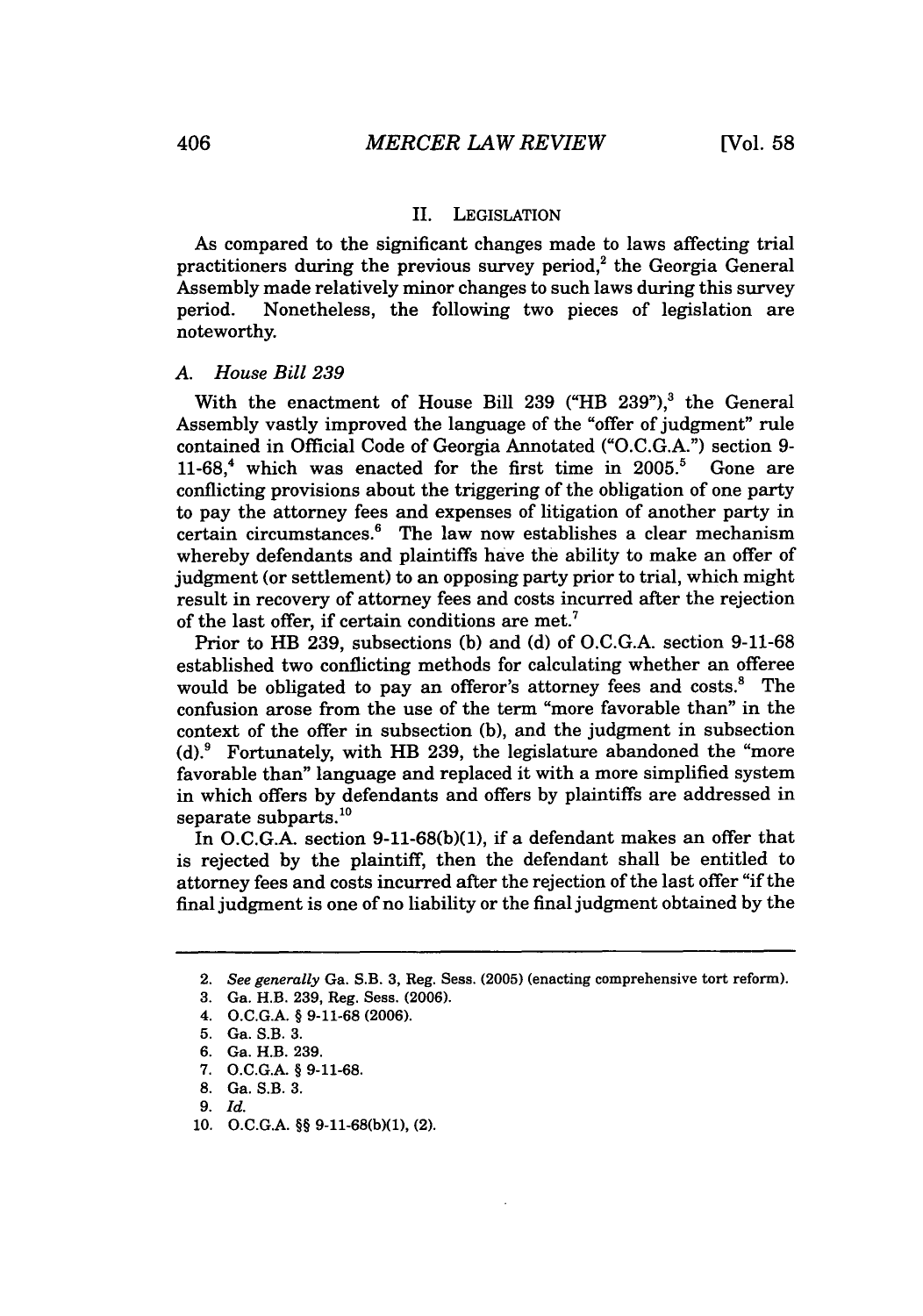## II. LEGISLATION

As compared to the significant changes made to laws affecting trial practitioners during the previous survey period,[2] the Georgia General Assembly made relatively minor changes to such laws during this survey period. Nonetheless, the following two pieces of legislation are noteworthy.

### A. *House Bill 239*

With the enactment of House Bill 239 ("HB 239"),[3] the General Assembly vastly improved the language of the "offer of judgment" rule contained in Official Code of Georgia Annotated ("O.C.G.A.") section 9-11-68,[4] which was enacted for the first time in 2005.[5] Gone are conflicting provisions about the triggering of the obligation of one party to pay the attorney fees and expenses of litigation of another party in certain circumstances.[6] The law now establishes a clear mechanism whereby defendants and plaintiffs have the ability to make an offer of judgment (or settlement) to an opposing party prior to trial, which might result in recovery of attorney fees and costs incurred after the rejection of the last offer, if certain conditions are met.[7]

Prior to HB 239, subsections (b) and (d) of O.C.G.A. section 9-11-68 established two conflicting methods for calculating whether an offeree would be obligated to pay an offeror's attorney fees and costs.[8] The confusion arose from the use of the term "more favorable than" in the context of the offer in subsection (b), and the judgment in subsection (d).[9] Fortunately, with HB 239, the legislature abandoned the "more favorable than" language and replaced it with a more simplified system in which offers by defendants and offers by plaintiffs are addressed in separate subparts.[10]

In O.C.G.A. section 9-11-68(b)(1), if a defendant makes an offer that is rejected by the plaintiff, then the defendant shall be entitled to attorney fees and costs incurred after the rejection of the last offer "if the final judgment is one of no liability or the final judgment obtained by the

---

2. *See generally* Ga. S.B. 3, Reg. Sess. (2005) (enacting comprehensive tort reform).
3. Ga. H.B. 239, Reg. Sess. (2006).
4. O.C.G.A. § 9-11-68 (2006).
5. Ga. S.B. 3.
6. Ga. H.B. 239.
7. O.C.G.A. § 9-11-68.
8. Ga. S.B. 3.
9. *Id.*
10. O.C.G.A. §§ 9-11-68(b)(1), (2).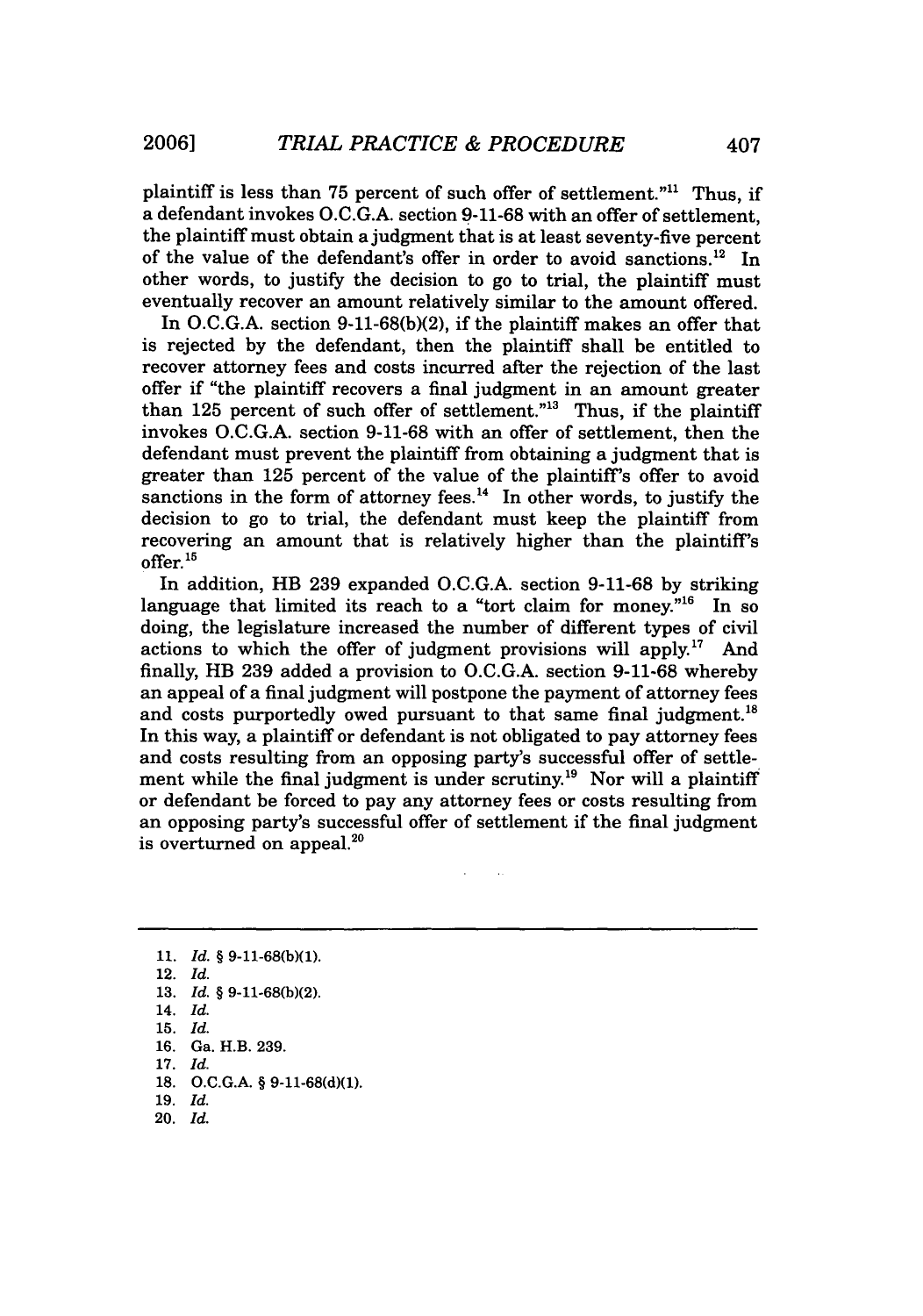plaintiff is less than 75 percent of such offer of settlement."[11] Thus, if a defendant invokes O.C.G.A. section 9-11-68 with an offer of settlement, the plaintiff must obtain a judgment that is at least seventy-five percent of the value of the defendant's offer in order to avoid sanctions.[12] In other words, to justify the decision to go to trial, the plaintiff must eventually recover an amount relatively similar to the amount offered.

In O.C.G.A. section 9-11-68(b)(2), if the plaintiff makes an offer that is rejected by the defendant, then the plaintiff shall be entitled to recover attorney fees and costs incurred after the rejection of the last offer if "the plaintiff recovers a final judgment in an amount greater than 125 percent of such offer of settlement."[13] Thus, if the plaintiff invokes O.C.G.A. section 9-11-68 with an offer of settlement, then the defendant must prevent the plaintiff from obtaining a judgment that is greater than 125 percent of the value of the plaintiff's offer to avoid sanctions in the form of attorney fees.[14] In other words, to justify the decision to go to trial, the defendant must keep the plaintiff from recovering an amount that is relatively higher than the plaintiff's offer.[15]

In addition, HB 239 expanded O.C.G.A. section 9-11-68 by striking language that limited its reach to a "tort claim for money."[16] In so doing, the legislature increased the number of different types of civil actions to which the offer of judgment provisions will apply.[17] And finally, HB 239 added a provision to O.C.G.A. section 9-11-68 whereby an appeal of a final judgment will postpone the payment of attorney fees and costs purportedly owed pursuant to that same final judgment.[18] In this way, a plaintiff or defendant is not obligated to pay attorney fees and costs resulting from an opposing party's successful offer of settlement while the final judgment is under scrutiny.[19] Nor will a plaintiff or defendant be forced to pay any attorney fees or costs resulting from an opposing party's successful offer of settlement if the final judgment is overturned on appeal.[20]

---

11. *Id.* § 9-11-68(b)(1).
12. *Id.*
13. *Id.* § 9-11-68(b)(2).
14. *Id.*
15. *Id.*
16. Ga. H.B. 239.
17. *Id.*
18. O.C.G.A. § 9-11-68(d)(1).
19. *Id.*
20. *Id.*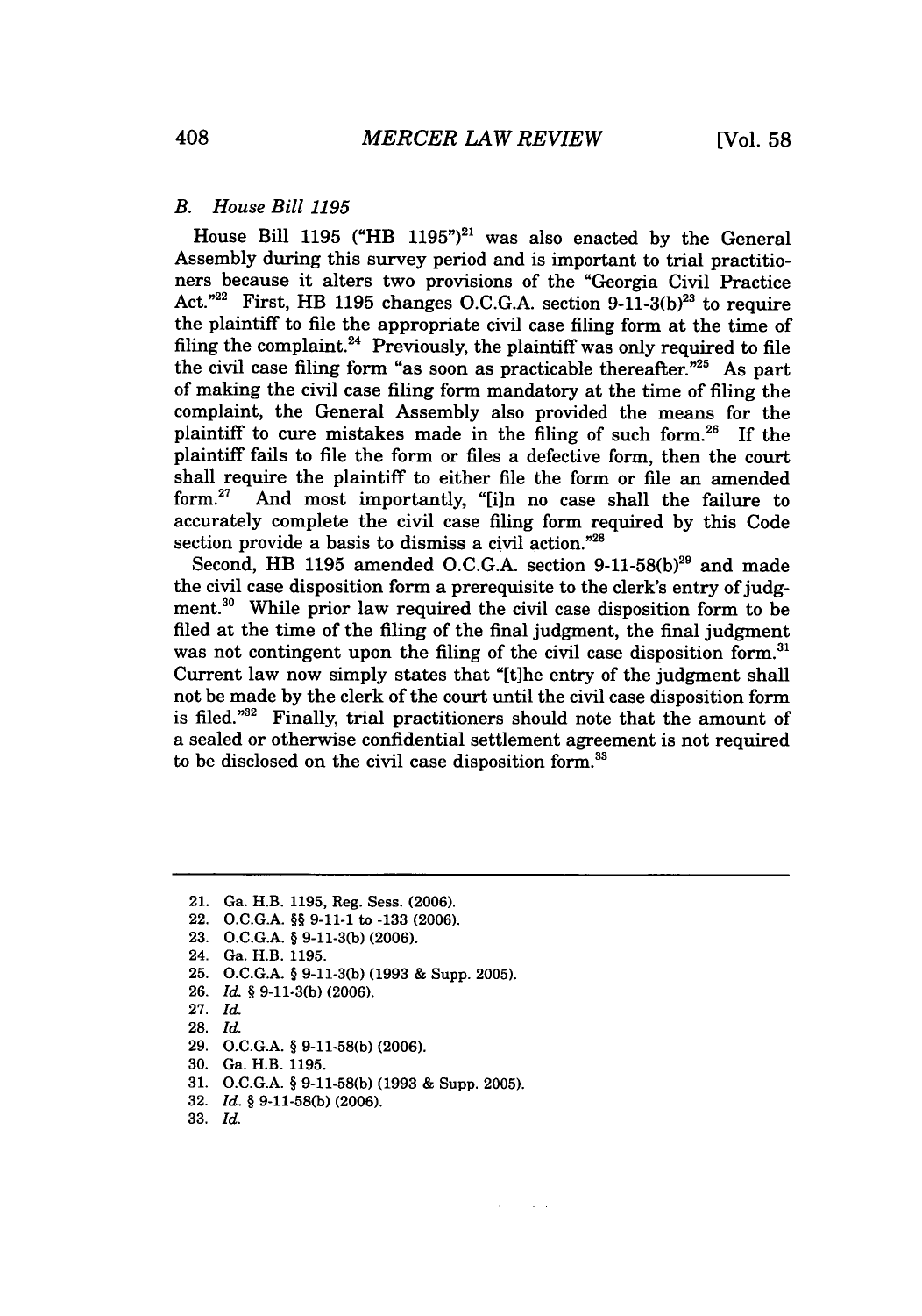### *B. House Bill 1195*

House Bill 1195 ("HB 1195")[21] was also enacted by the General Assembly during this survey period and is important to trial practitioners because it alters two provisions of the "Georgia Civil Practice Act."[22] First, HB 1195 changes O.C.G.A. section 9-11-3(b)[23] to require the plaintiff to file the appropriate civil case filing form at the time of filing the complaint.[24] Previously, the plaintiff was only required to file the civil case filing form "as soon as practicable thereafter."[25] As part of making the civil case filing form mandatory at the time of filing the complaint, the General Assembly also provided the means for the plaintiff to cure mistakes made in the filing of such form.[26] If the plaintiff fails to file the form or files a defective form, then the court shall require the plaintiff to either file the form or file an amended form.[27] And most importantly, "[i]n no case shall the failure to accurately complete the civil case filing form required by this Code section provide a basis to dismiss a civil action."[28]

Second, HB 1195 amended O.C.G.A. section 9-11-58(b)[29] and made the civil case disposition form a prerequisite to the clerk's entry of judgment.[30] While prior law required the civil case disposition form to be filed at the time of the filing of the final judgment, the final judgment was not contingent upon the filing of the civil case disposition form.[31] Current law now simply states that "[t]he entry of the judgment shall not be made by the clerk of the court until the civil case disposition form is filed."[32] Finally, trial practitioners should note that the amount of a sealed or otherwise confidential settlement agreement is not required to be disclosed on the civil case disposition form.[33]

---

21. Ga. H.B. 1195, Reg. Sess. (2006).
22. O.C.G.A. §§ 9-11-1 to -133 (2006).
23. O.C.G.A. § 9-11-3(b) (2006).
24. Ga. H.B. 1195.
25. O.C.G.A. § 9-11-3(b) (1993 & Supp. 2005).
26. *Id.* § 9-11-3(b) (2006).
27. *Id.*
28. *Id.*
29. O.C.G.A. § 9-11-58(b) (2006).
30. Ga. H.B. 1195.
31. O.C.G.A. § 9-11-58(b) (1993 & Supp. 2005).
32. *Id.* § 9-11-58(b) (2006).
33. *Id.*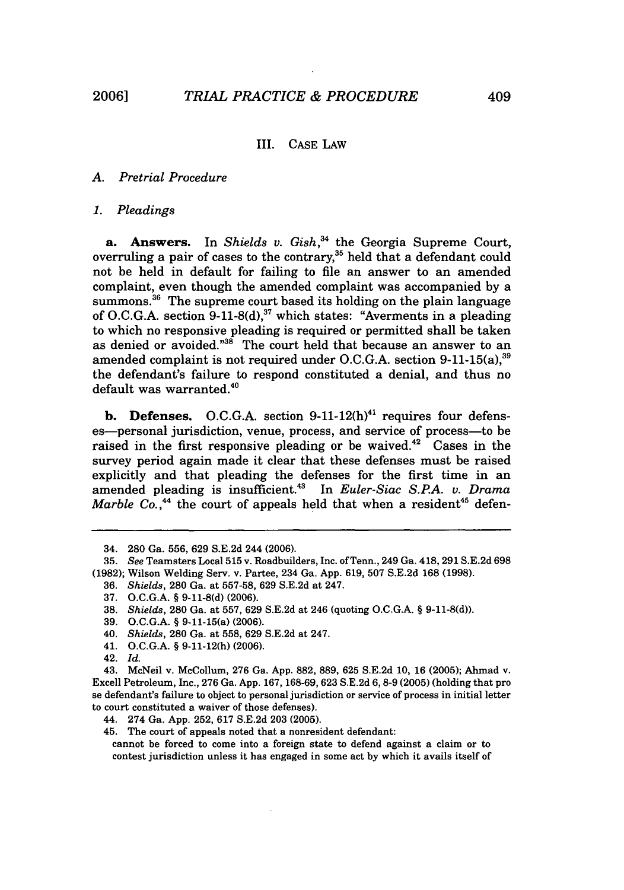## III. CASE LAW

### A. Pretrial Procedure

#### 1. Pleadings

**a. Answers.** In *Shields v. Gish*,[34] the Georgia Supreme Court, overruling a pair of cases to the contrary,[35] held that a defendant could not be held in default for failing to file an answer to an amended complaint, even though the amended complaint was accompanied by a summons.[36] The supreme court based its holding on the plain language of O.C.G.A. section 9-11-8(d),[37] which states: "Averments in a pleading to which no responsive pleading is required or permitted shall be taken as denied or avoided."[38] The court held that because an answer to an amended complaint is not required under O.C.G.A. section 9-11-15(a),[39] the defendant's failure to respond constituted a denial, and thus no default was warranted.[40]

**b. Defenses.** O.C.G.A. section 9-11-12(h)[41] requires four defenses—personal jurisdiction, venue, process, and service of process—to be raised in the first responsive pleading or be waived.[42] Cases in the survey period again made it clear that these defenses must be raised explicitly and that pleading the defenses for the first time in an amended pleading is insufficient.[43] In *Euler-Siac S.P.A. v. Drama Marble Co.*,[44] the court of appeals held that when a resident[45] defen-

---

34. 280 Ga. 556, 629 S.E.2d 244 (2006).

35. *See* Teamsters Local 515 v. Roadbuilders, Inc. of Tenn., 249 Ga. 418, 291 S.E.2d 698 (1982); Wilson Welding Serv. v. Partee, 234 Ga. App. 619, 507 S.E.2d 168 (1998).

36. *Shields*, 280 Ga. at 557-58, 629 S.E.2d at 247.

37. O.C.G.A. § 9-11-8(d) (2006).

38. *Shields*, 280 Ga. at 557, 629 S.E.2d at 246 (quoting O.C.G.A. § 9-11-8(d)).

39. O.C.G.A. § 9-11-15(a) (2006).

40. *Shields*, 280 Ga. at 558, 629 S.E.2d at 247.

41. O.C.G.A. § 9-11-12(h) (2006).

42. *Id.*

43. McNeil v. McCollum, 276 Ga. App. 882, 889, 625 S.E.2d 10, 16 (2005); Ahmad v. Excell Petroleum, Inc., 276 Ga. App. 167, 168-69, 623 S.E.2d 6, 8-9 (2005) (holding that pro se defendant's failure to object to personal jurisdiction or service of process in initial letter to court constituted a waiver of those defenses).

44. 274 Ga. App. 252, 617 S.E.2d 203 (2005).

45. The court of appeals noted that a nonresident defendant:

> cannot be forced to come into a foreign state to defend against a claim or to contest jurisdiction unless it has engaged in some act by which it avails itself of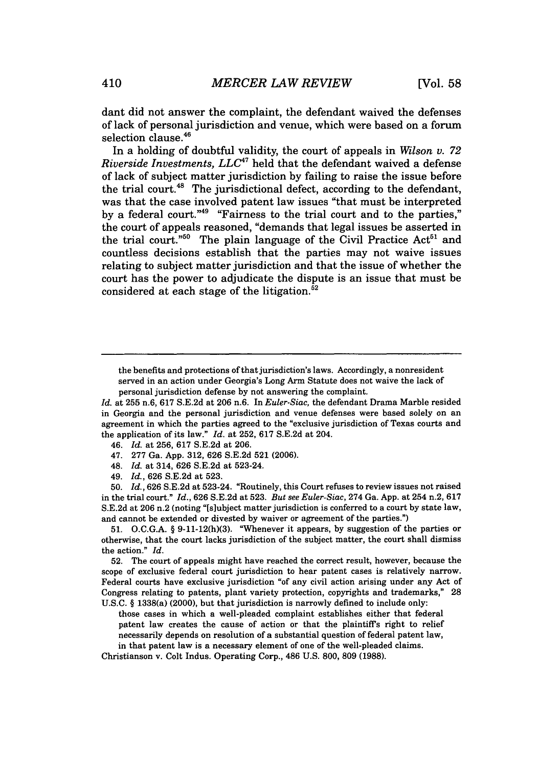dant did not answer the complaint, the defendant waived the defenses of lack of personal jurisdiction and venue, which were based on a forum selection clause.[46]

In a holding of doubtful validity, the court of appeals in *Wilson v. 72 Riverside Investments, LLC*[47] held that the defendant waived a defense of lack of subject matter jurisdiction by failing to raise the issue before the trial court.[48] The jurisdictional defect, according to the defendant, was that the case involved patent law issues "that must be interpreted by a federal court."[49] "Fairness to the trial court and to the parties," the court of appeals reasoned, "demands that legal issues be asserted in the trial court."[50] The plain language of the Civil Practice Act[51] and countless decisions establish that the parties may not waive issues relating to subject matter jurisdiction and that the issue of whether the court has the power to adjudicate the dispute is an issue that must be considered at each stage of the litigation.[52]

---

> the benefits and protections of that jurisdiction's laws. Accordingly, a nonresident served in an action under Georgia's Long Arm Statute does not waive the lack of personal jurisdiction defense by not answering the complaint.

*Id.* at 255 n.6, 617 S.E.2d at 206 n.6. In *Euler-Siac,* the defendant Drama Marble resided in Georgia and the personal jurisdiction and venue defenses were based solely on an agreement in which the parties agreed to the "exclusive jurisdiction of Texas courts and the application of its law." *Id.* at 252, 617 S.E.2d at 204.

46. *Id.* at 256, 617 S.E.2d at 206.

47. 277 Ga. App. 312, 626 S.E.2d 521 (2006).

48. *Id.* at 314, 626 S.E.2d at 523-24.

49. *Id.*, 626 S.E.2d at 523.

50. *Id.*, 626 S.E.2d at 523-24. "Routinely, this Court refuses to review issues not raised in the trial court." *Id.*, 626 S.E.2d at 523. *But see Euler-Siac*, 274 Ga. App. at 254 n.2, 617 S.E.2d at 206 n.2 (noting "[s]ubject matter jurisdiction is conferred to a court by state law, and cannot be extended or divested by waiver or agreement of the parties.")

51. O.C.G.A. § 9-11-12(h)(3). "Whenever it appears, by suggestion of the parties or otherwise, that the court lacks jurisdiction of the subject matter, the court shall dismiss the action." *Id.*

52. The court of appeals might have reached the correct result, however, because the scope of exclusive federal court jurisdiction to hear patent cases is relatively narrow. Federal courts have exclusive jurisdiction "of any civil action arising under any Act of Congress relating to patents, plant variety protection, copyrights and trademarks," 28 U.S.C. § 1338(a) (2000), but that jurisdiction is narrowly defined to include only:

> those cases in which a well-pleaded complaint establishes either that federal patent law creates the cause of action or that the plaintiff's right to relief necessarily depends on resolution of a substantial question of federal patent law, in that patent law is a necessary element of one of the well-pleaded claims.

Christianson v. Colt Indus. Operating Corp., 486 U.S. 800, 809 (1988).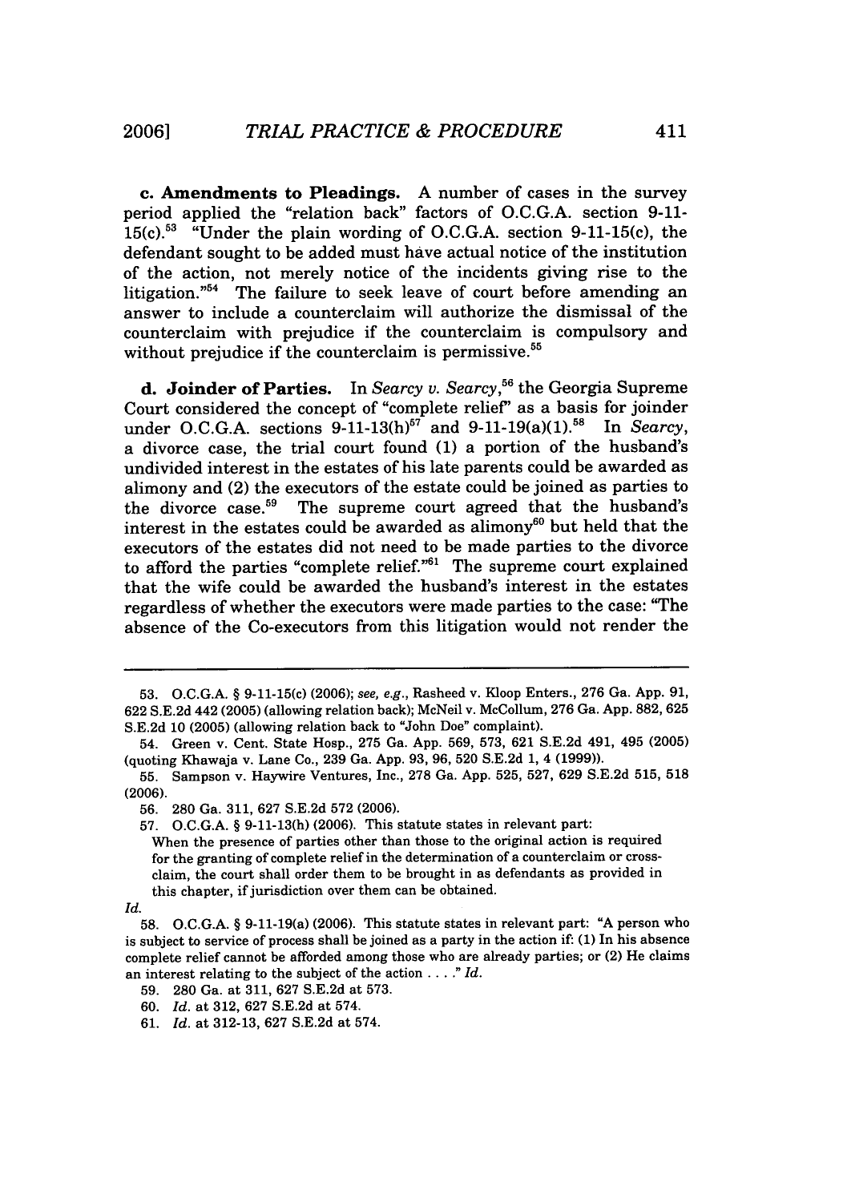**c. Amendments to Pleadings.** A number of cases in the survey period applied the "relation back" factors of O.C.G.A. section 9-11-15(c).[53] "Under the plain wording of O.C.G.A. section 9-11-15(c), the defendant sought to be added must have actual notice of the institution of the action, not merely notice of the incidents giving rise to the litigation."[54] The failure to seek leave of court before amending an answer to include a counterclaim will authorize the dismissal of the counterclaim with prejudice if the counterclaim is compulsory and without prejudice if the counterclaim is permissive.[55]

**d. Joinder of Parties.** In *Searcy v. Searcy*,[56] the Georgia Supreme Court considered the concept of "complete relief" as a basis for joinder under O.C.G.A. sections 9-11-13(h)[57] and 9-11-19(a)(1).[58] In *Searcy*, a divorce case, the trial court found (1) a portion of the husband's undivided interest in the estates of his late parents could be awarded as alimony and (2) the executors of the estate could be joined as parties to the divorce case.[59] The supreme court agreed that the husband's interest in the estates could be awarded as alimony[60] but held that the executors of the estates did not need to be made parties to the divorce to afford the parties "complete relief."[61] The supreme court explained that the wife could be awarded the husband's interest in the estates regardless of whether the executors were made parties to the case: "The absence of the Co-executors from this litigation would not render the

---

53. O.C.G.A. § 9-11-15(c) (2006); *see, e.g.*, Rasheed v. Kloop Enters., 276 Ga. App. 91, 622 S.E.2d 442 (2005) (allowing relation back); McNeil v. McCollum, 276 Ga. App. 882, 625 S.E.2d 10 (2005) (allowing relation back to "John Doe" complaint).

54. Green v. Cent. State Hosp., 275 Ga. App. 569, 573, 621 S.E.2d 491, 495 (2005) (quoting Khawaja v. Lane Co., 239 Ga. App. 93, 96, 520 S.E.2d 1, 4 (1999)).

55. Sampson v. Haywire Ventures, Inc., 278 Ga. App. 525, 527, 629 S.E.2d 515, 518 (2006).

56. 280 Ga. 311, 627 S.E.2d 572 (2006).

57. O.C.G.A. § 9-11-13(h) (2006). This statute states in relevant part:

> When the presence of parties other than those to the original action is required for the granting of complete relief in the determination of a counterclaim or cross-claim, the court shall order them to be brought in as defendants as provided in this chapter, if jurisdiction over them can be obtained.

*Id.*

58. O.C.G.A. § 9-11-19(a) (2006). This statute states in relevant part: "A person who is subject to service of process shall be joined as a party in the action if: (1) In his absence complete relief cannot be afforded among those who are already parties; or (2) He claims an interest relating to the subject of the action . . . ." *Id.*

59. 280 Ga. at 311, 627 S.E.2d at 573.

60. *Id.* at 312, 627 S.E.2d at 574.

61. *Id.* at 312-13, 627 S.E.2d at 574.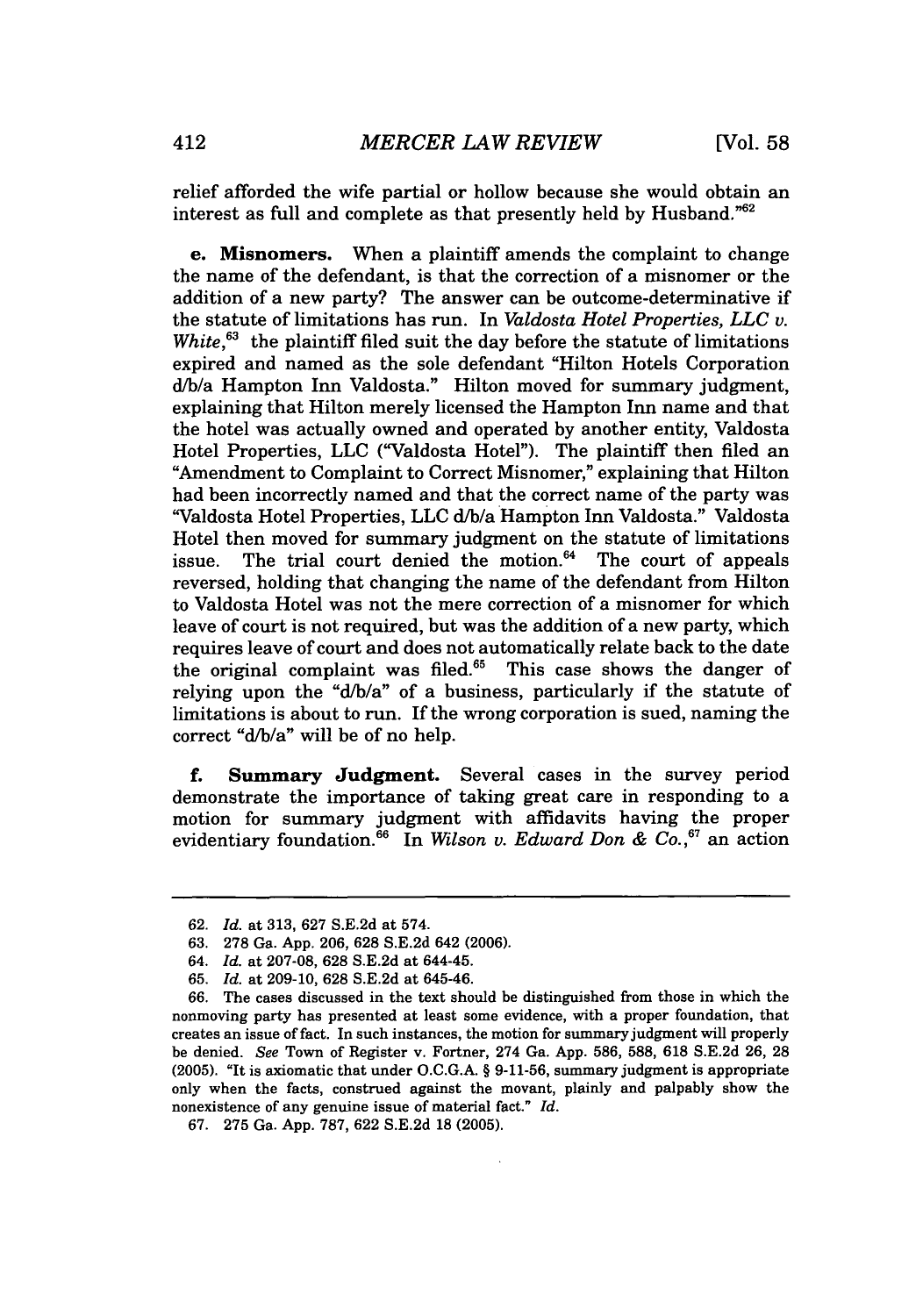relief afforded the wife partial or hollow because she would obtain an interest as full and complete as that presently held by Husband."[62]

**e. Misnomers.** When a plaintiff amends the complaint to change the name of the defendant, is that the correction of a misnomer or the addition of a new party? The answer can be outcome-determinative if the statute of limitations has run. In *Valdosta Hotel Properties, LLC v. White*,[63] the plaintiff filed suit the day before the statute of limitations expired and named as the sole defendant "Hilton Hotels Corporation d/b/a Hampton Inn Valdosta." Hilton moved for summary judgment, explaining that Hilton merely licensed the Hampton Inn name and that the hotel was actually owned and operated by another entity, Valdosta Hotel Properties, LLC ("Valdosta Hotel"). The plaintiff then filed an "Amendment to Complaint to Correct Misnomer," explaining that Hilton had been incorrectly named and that the correct name of the party was "Valdosta Hotel Properties, LLC d/b/a Hampton Inn Valdosta." Valdosta Hotel then moved for summary judgment on the statute of limitations issue. The trial court denied the motion.[64] The court of appeals reversed, holding that changing the name of the defendant from Hilton to Valdosta Hotel was not the mere correction of a misnomer for which leave of court is not required, but was the addition of a new party, which requires leave of court and does not automatically relate back to the date the original complaint was filed.[65] This case shows the danger of relying upon the "d/b/a" of a business, particularly if the statute of limitations is about to run. If the wrong corporation is sued, naming the correct "d/b/a" will be of no help.

**f. Summary Judgment.** Several cases in the survey period demonstrate the importance of taking great care in responding to a motion for summary judgment with affidavits having the proper evidentiary foundation.[66] In *Wilson v. Edward Don & Co.*,[67] an action

---

62. *Id.* at 313, 627 S.E.2d at 574.

63. 278 Ga. App. 206, 628 S.E.2d 642 (2006).

64. *Id.* at 207-08, 628 S.E.2d at 644-45.

65. *Id.* at 209-10, 628 S.E.2d at 645-46.

66. The cases discussed in the text should be distinguished from those in which the nonmoving party has presented at least some evidence, with a proper foundation, that creates an issue of fact. In such instances, the motion for summary judgment will properly be denied. *See* Town of Register v. Fortner, 274 Ga. App. 586, 588, 618 S.E.2d 26, 28 (2005). "It is axiomatic that under O.C.G.A. § 9-11-56, summary judgment is appropriate only when the facts, construed against the movant, plainly and palpably show the nonexistence of any genuine issue of material fact." *Id.*

67. 275 Ga. App. 787, 622 S.E.2d 18 (2005).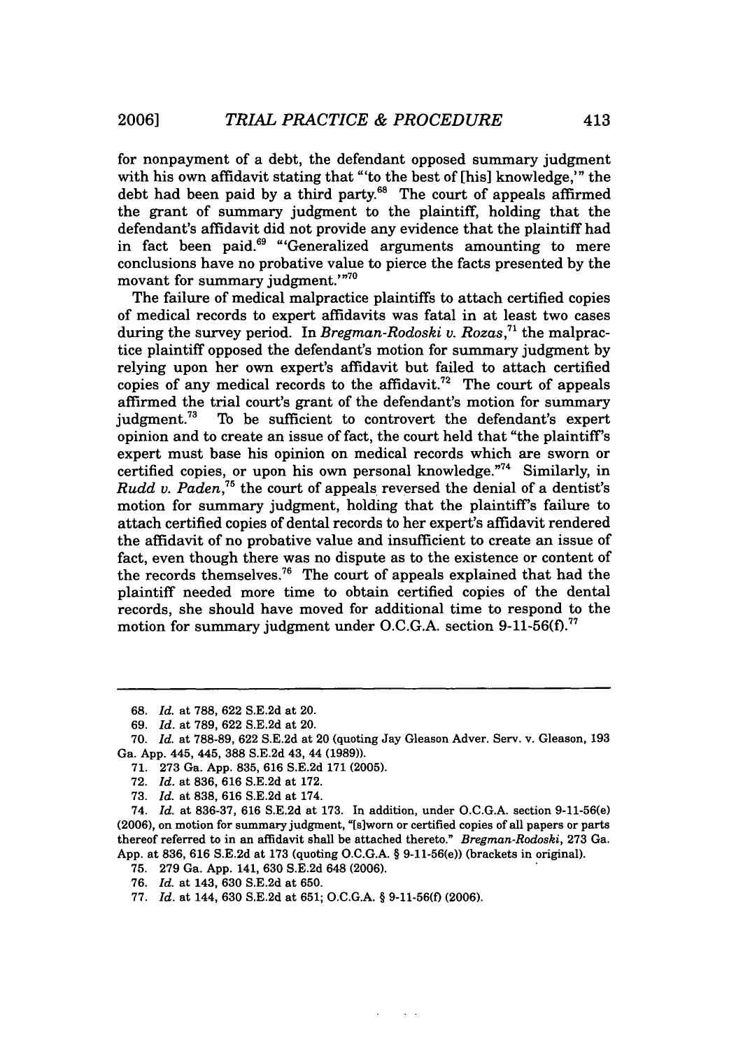for nonpayment of a debt, the defendant opposed summary judgment with his own affidavit stating that "'to the best of [his] knowledge,'" the debt had been paid by a third party.[68] The court of appeals affirmed the grant of summary judgment to the plaintiff, holding that the defendant's affidavit did not provide any evidence that the plaintiff had in fact been paid.[69] "'Generalized arguments amounting to mere conclusions have no probative value to pierce the facts presented by the movant for summary judgment.'"[70]

The failure of medical malpractice plaintiffs to attach certified copies of medical records to expert affidavits was fatal in at least two cases during the survey period. In *Bregman-Rodoski v. Rozas*,[71] the malpractice plaintiff opposed the defendant's motion for summary judgment by relying upon her own expert's affidavit but failed to attach certified copies of any medical records to the affidavit.[72] The court of appeals affirmed the trial court's grant of the defendant's motion for summary judgment.[73] To be sufficient to controvert the defendant's expert opinion and to create an issue of fact, the court held that "the plaintiff's expert must base his opinion on medical records which are sworn or certified copies, or upon his own personal knowledge."[74] Similarly, in *Rudd v. Paden*,[75] the court of appeals reversed the denial of a dentist's motion for summary judgment, holding that the plaintiff's failure to attach certified copies of dental records to her expert's affidavit rendered the affidavit of no probative value and insufficient to create an issue of fact, even though there was no dispute as to the existence or content of the records themselves.[76] The court of appeals explained that had the plaintiff needed more time to obtain certified copies of the dental records, she should have moved for additional time to respond to the motion for summary judgment under O.C.G.A. section 9-11-56(f).[77]

---

68. *Id.* at 788, 622 S.E.2d at 20.

69. *Id.* at 789, 622 S.E.2d at 20.

70. *Id.* at 788-89, 622 S.E.2d at 20 (quoting Jay Gleason Adver. Serv. v. Gleason, 193 Ga. App. 445, 445, 388 S.E.2d 43, 44 (1989)).

71. 273 Ga. App. 835, 616 S.E.2d 171 (2005).

72. *Id.* at 836, 616 S.E.2d at 172.

73. *Id.* at 838, 616 S.E.2d at 174.

74. *Id.* at 836-37, 616 S.E.2d at 173. In addition, under O.C.G.A. section 9-11-56(e) (2006), on motion for summary judgment, "[s]worn or certified copies of all papers or parts thereof referred to in an affidavit shall be attached thereto." *Bregman-Rodoski*, 273 Ga. App. at 836, 616 S.E.2d at 173 (quoting O.C.G.A. § 9-11-56(e)) (brackets in original).

75. 279 Ga. App. 141, 630 S.E.2d 648 (2006).

76. *Id.* at 143, 630 S.E.2d at 650.

77. *Id.* at 144, 630 S.E.2d at 651; O.C.G.A. § 9-11-56(f) (2006).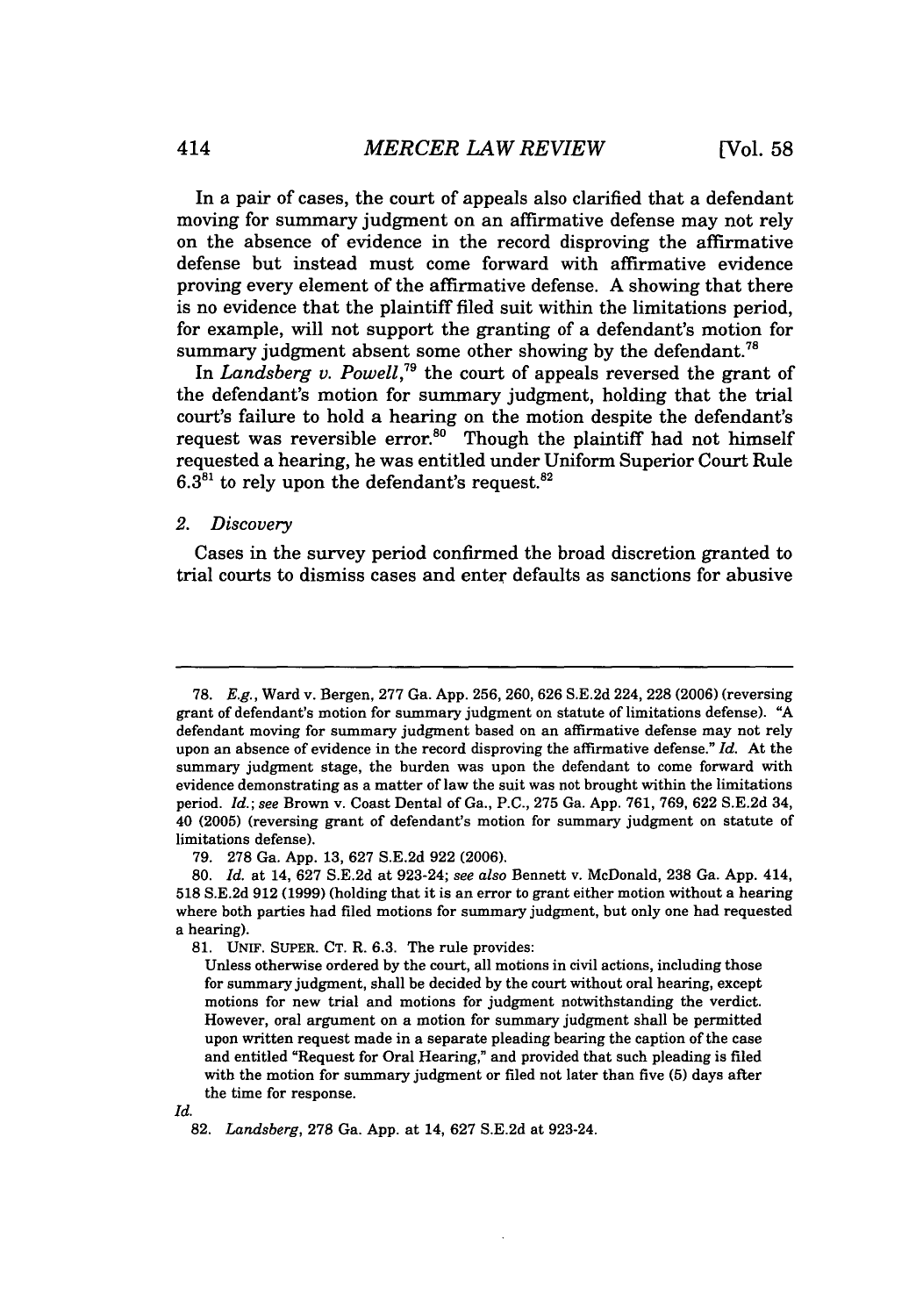In a pair of cases, the court of appeals also clarified that a defendant moving for summary judgment on an affirmative defense may not rely on the absence of evidence in the record disproving the affirmative defense but instead must come forward with affirmative evidence proving every element of the affirmative defense. A showing that there is no evidence that the plaintiff filed suit within the limitations period, for example, will not support the granting of a defendant's motion for summary judgment absent some other showing by the defendant.[78]

In *Landsberg v. Powell*,[79] the court of appeals reversed the grant of the defendant's motion for summary judgment, holding that the trial court's failure to hold a hearing on the motion despite the defendant's request was reversible error.[80] Though the plaintiff had not himself requested a hearing, he was entitled under Uniform Superior Court Rule 6.3[81] to rely upon the defendant's request.[82]

### 2. *Discovery*

Cases in the survey period confirmed the broad discretion granted to trial courts to dismiss cases and enter defaults as sanctions for abusive

---

78. *E.g.*, Ward v. Bergen, 277 Ga. App. 256, 260, 626 S.E.2d 224, 228 (2006) (reversing grant of defendant's motion for summary judgment on statute of limitations defense). "A defendant moving for summary judgment based on an affirmative defense may not rely upon an absence of evidence in the record disproving the affirmative defense." *Id.* At the summary judgment stage, the burden was upon the defendant to come forward with evidence demonstrating as a matter of law the suit was not brought within the limitations period. *Id.*; *see* Brown v. Coast Dental of Ga., P.C., 275 Ga. App. 761, 769, 622 S.E.2d 34, 40 (2005) (reversing grant of defendant's motion for summary judgment on statute of limitations defense).

79. 278 Ga. App. 13, 627 S.E.2d 922 (2006).

80. *Id.* at 14, 627 S.E.2d at 923-24; *see also* Bennett v. McDonald, 238 Ga. App. 414, 518 S.E.2d 912 (1999) (holding that it is an error to grant either motion without a hearing where both parties had filed motions for summary judgment, but only one had requested a hearing).

81. UNIF. SUPER. CT. R. 6.3. The rule provides:

> Unless otherwise ordered by the court, all motions in civil actions, including those for summary judgment, shall be decided by the court without oral hearing, except motions for new trial and motions for judgment notwithstanding the verdict. However, oral argument on a motion for summary judgment shall be permitted upon written request made in a separate pleading bearing the caption of the case and entitled "Request for Oral Hearing," and provided that such pleading is filed with the motion for summary judgment or filed not later than five (5) days after the time for response.

*Id.*

82. *Landsberg*, 278 Ga. App. at 14, 627 S.E.2d at 923-24.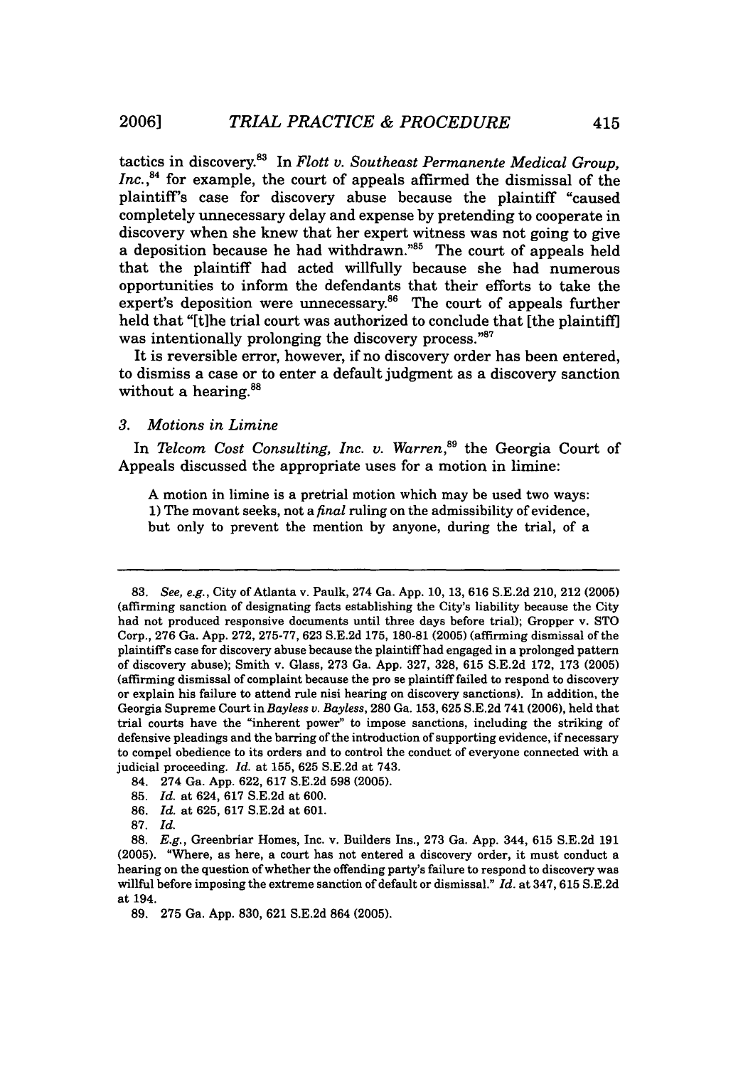tactics in discovery.[83] In *Flott v. Southeast Permanente Medical Group, Inc.*,[84] for example, the court of appeals affirmed the dismissal of the plaintiff's case for discovery abuse because the plaintiff "caused completely unnecessary delay and expense by pretending to cooperate in discovery when she knew that her expert witness was not going to give a deposition because he had withdrawn."[85] The court of appeals held that the plaintiff had acted willfully because she had numerous opportunities to inform the defendants that their efforts to take the expert's deposition were unnecessary.[86] The court of appeals further held that "[t]he trial court was authorized to conclude that [the plaintiff] was intentionally prolonging the discovery process."[87]

It is reversible error, however, if no discovery order has been entered, to dismiss a case or to enter a default judgment as a discovery sanction without a hearing.[88]

### 3. *Motions in Limine*

In *Telcom Cost Consulting, Inc. v. Warren*,[89] the Georgia Court of Appeals discussed the appropriate uses for a motion in limine:

> A motion in limine is a pretrial motion which may be used two ways: 1) The movant seeks, not a *final* ruling on the admissibility of evidence, but only to prevent the mention by anyone, during the trial, of a

---

83. *See, e.g.*, City of Atlanta v. Paulk, 274 Ga. App. 10, 13, 616 S.E.2d 210, 212 (2005) (affirming sanction of designating facts establishing the City's liability because the City had not produced responsive documents until three days before trial); Gropper v. STO Corp., 276 Ga. App. 272, 275-77, 623 S.E.2d 175, 180-81 (2005) (affirming dismissal of the plaintiff's case for discovery abuse because the plaintiff had engaged in a prolonged pattern of discovery abuse); Smith v. Glass, 273 Ga. App. 327, 328, 615 S.E.2d 172, 173 (2005) (affirming dismissal of complaint because the pro se plaintiff failed to respond to discovery or explain his failure to attend rule nisi hearing on discovery sanctions). In addition, the Georgia Supreme Court in *Bayless v. Bayless*, 280 Ga. 153, 625 S.E.2d 741 (2006), held that trial courts have the "inherent power" to impose sanctions, including the striking of defensive pleadings and the barring of the introduction of supporting evidence, if necessary to compel obedience to its orders and to control the conduct of everyone connected with a judicial proceeding. *Id.* at 155, 625 S.E.2d at 743.

84. 274 Ga. App. 622, 617 S.E.2d 598 (2005).

85. *Id.* at 624, 617 S.E.2d at 600.

86. *Id.* at 625, 617 S.E.2d at 601.

87. *Id.*

88. *E.g.*, Greenbriar Homes, Inc. v. Builders Ins., 273 Ga. App. 344, 615 S.E.2d 191 (2005). "Where, as here, a court has not entered a discovery order, it must conduct a hearing on the question of whether the offending party's failure to respond to discovery was willful before imposing the extreme sanction of default or dismissal." *Id.* at 347, 615 S.E.2d at 194.

89. 275 Ga. App. 830, 621 S.E.2d 864 (2005).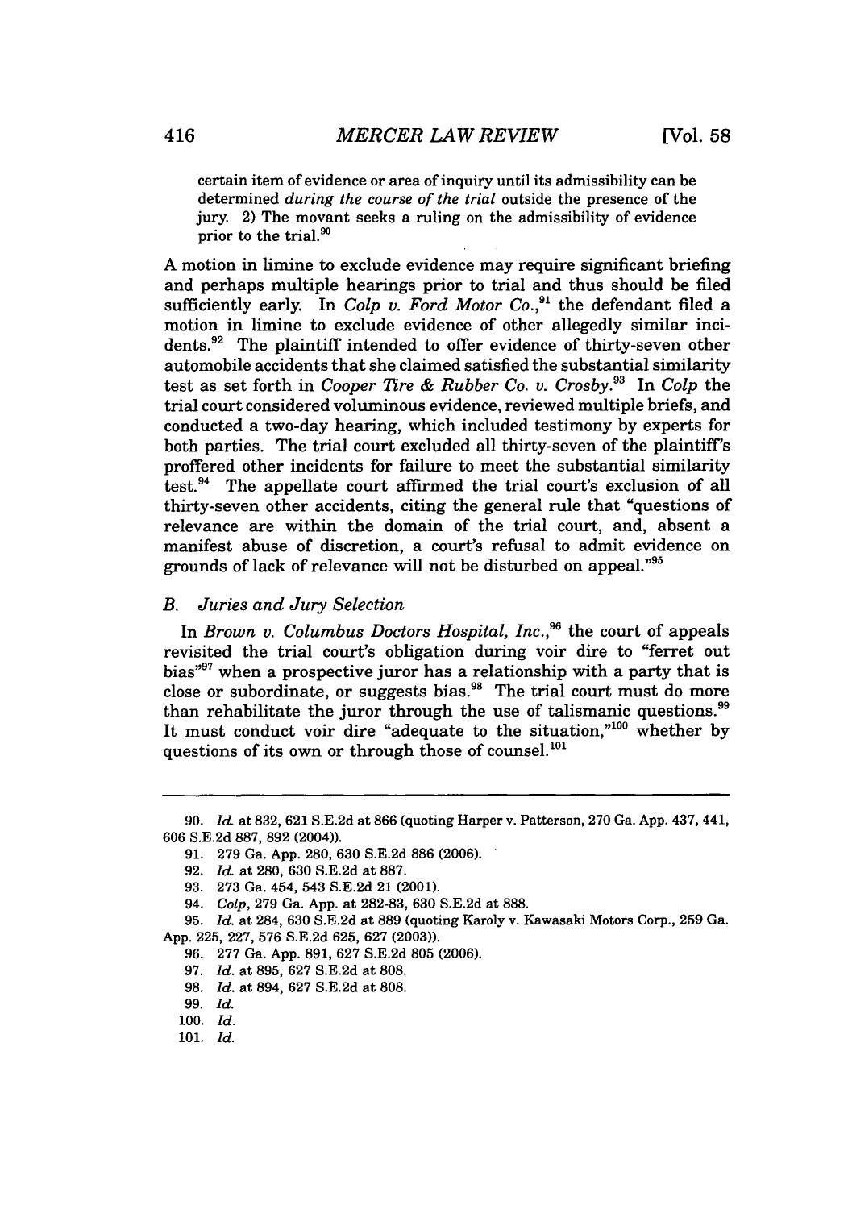certain item of evidence or area of inquiry until its admissibility can be determined *during the course of the trial* outside the presence of the jury. 2) The movant seeks a ruling on the admissibility of evidence prior to the trial.[90]

A motion in limine to exclude evidence may require significant briefing and perhaps multiple hearings prior to trial and thus should be filed sufficiently early. In *Colp v. Ford Motor Co.*,[91] the defendant filed a motion in limine to exclude evidence of other allegedly similar incidents.[92] The plaintiff intended to offer evidence of thirty-seven other automobile accidents that she claimed satisfied the substantial similarity test as set forth in *Cooper Tire & Rubber Co. v. Crosby*.[93] In *Colp* the trial court considered voluminous evidence, reviewed multiple briefs, and conducted a two-day hearing, which included testimony by experts for both parties. The trial court excluded all thirty-seven of the plaintiff's proffered other incidents for failure to meet the substantial similarity test.[94] The appellate court affirmed the trial court's exclusion of all thirty-seven other accidents, citing the general rule that "questions of relevance are within the domain of the trial court, and, absent a manifest abuse of discretion, a court's refusal to admit evidence on grounds of lack of relevance will not be disturbed on appeal."[95]

### *B. Juries and Jury Selection*

In *Brown v. Columbus Doctors Hospital, Inc.*,[96] the court of appeals revisited the trial court's obligation during voir dire to "ferret out bias"[97] when a prospective juror has a relationship with a party that is close or subordinate, or suggests bias.[98] The trial court must do more than rehabilitate the juror through the use of talismanic questions.[99] It must conduct voir dire "adequate to the situation,"[100] whether by questions of its own or through those of counsel.[101]

---

90. *Id.* at 832, 621 S.E.2d at 866 (quoting Harper v. Patterson, 270 Ga. App. 437, 441, 606 S.E.2d 887, 892 (2004)).

91. 279 Ga. App. 280, 630 S.E.2d 886 (2006).

92. *Id.* at 280, 630 S.E.2d at 887.

93. 273 Ga. 454, 543 S.E.2d 21 (2001).

94. *Colp*, 279 Ga. App. at 282-83, 630 S.E.2d at 888.

95. *Id.* at 284, 630 S.E.2d at 889 (quoting Karoly v. Kawasaki Motors Corp., 259 Ga. App. 225, 227, 576 S.E.2d 625, 627 (2003)).

96. 277 Ga. App. 891, 627 S.E.2d 805 (2006).

97. *Id.* at 895, 627 S.E.2d at 808.

98. *Id.* at 894, 627 S.E.2d at 808.

99. *Id.*

100. *Id.*

101. *Id.*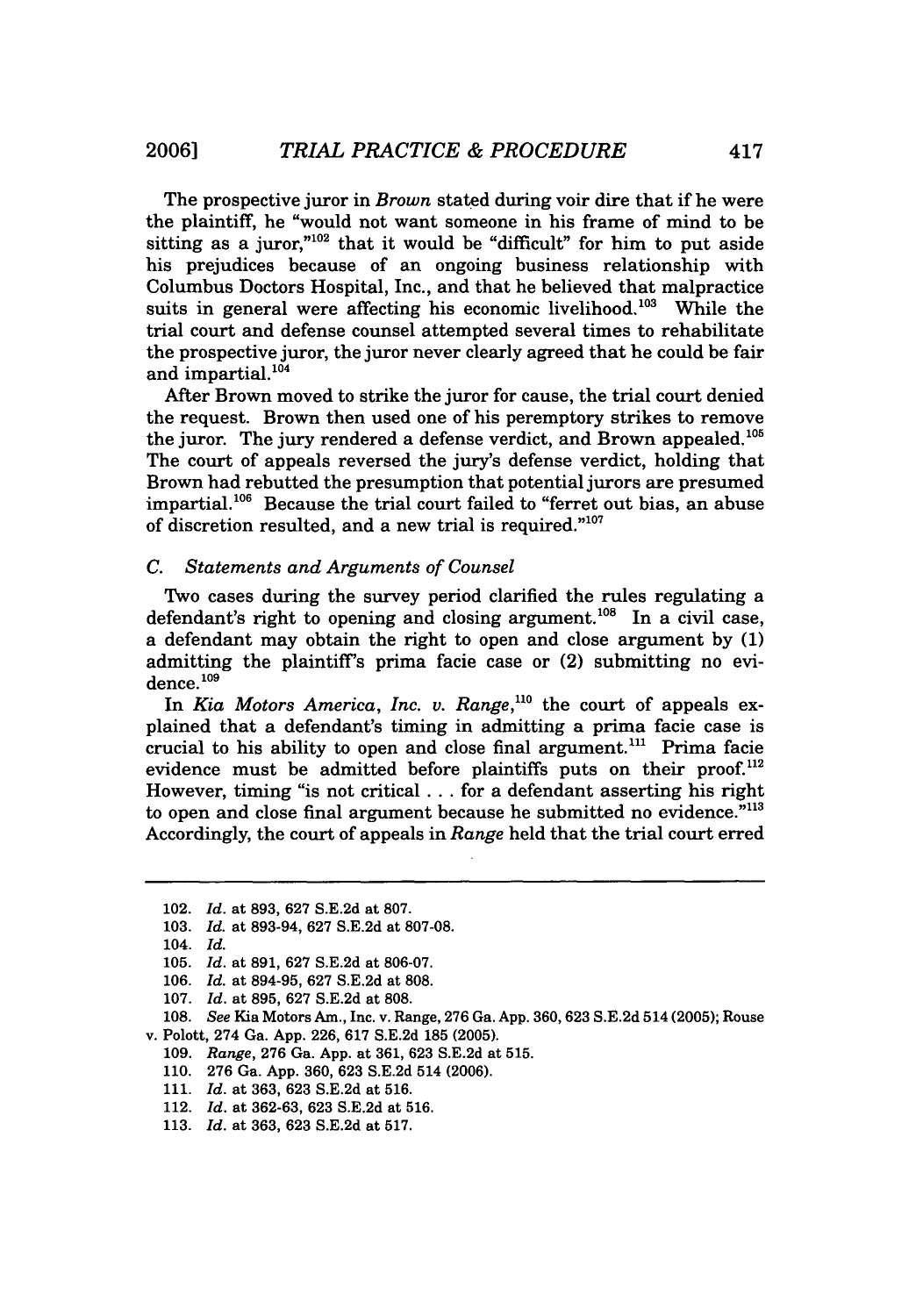The prospective juror in *Brown* stated during voir dire that if he were the plaintiff, he "would not want someone in his frame of mind to be sitting as a juror,"[102] that it would be "difficult" for him to put aside his prejudices because of an ongoing business relationship with Columbus Doctors Hospital, Inc., and that he believed that malpractice suits in general were affecting his economic livelihood.[103] While the trial court and defense counsel attempted several times to rehabilitate the prospective juror, the juror never clearly agreed that he could be fair and impartial.[104]

After Brown moved to strike the juror for cause, the trial court denied the request. Brown then used one of his peremptory strikes to remove the juror. The jury rendered a defense verdict, and Brown appealed.[105] The court of appeals reversed the jury's defense verdict, holding that Brown had rebutted the presumption that potential jurors are presumed impartial.[106] Because the trial court failed to "ferret out bias, an abuse of discretion resulted, and a new trial is required."[107]

### C. *Statements and Arguments of Counsel*

Two cases during the survey period clarified the rules regulating a defendant's right to opening and closing argument.[108] In a civil case, a defendant may obtain the right to open and close argument by (1) admitting the plaintiff's prima facie case or (2) submitting no evidence.[109]

In *Kia Motors America, Inc. v. Range*,[110] the court of appeals explained that a defendant's timing in admitting a prima facie case is crucial to his ability to open and close final argument.[111] Prima facie evidence must be admitted before plaintiffs puts on their proof.[112] However, timing "is not critical . . . for a defendant asserting his right to open and close final argument because he submitted no evidence."[113] Accordingly, the court of appeals in *Range* held that the trial court erred

---

102. *Id.* at 893, 627 S.E.2d at 807.
103. *Id.* at 893-94, 627 S.E.2d at 807-08.
104. *Id.*
105. *Id.* at 891, 627 S.E.2d at 806-07.
106. *Id.* at 894-95, 627 S.E.2d at 808.
107. *Id.* at 895, 627 S.E.2d at 808.
108. *See* Kia Motors Am., Inc. v. Range, 276 Ga. App. 360, 623 S.E.2d 514 (2005); Rouse v. Polott, 274 Ga. App. 226, 617 S.E.2d 185 (2005).
109. *Range*, 276 Ga. App. at 361, 623 S.E.2d at 515.
110. 276 Ga. App. 360, 623 S.E.2d 514 (2006).
111. *Id.* at 363, 623 S.E.2d at 516.
112. *Id.* at 362-63, 623 S.E.2d at 516.
113. *Id.* at 363, 623 S.E.2d at 517.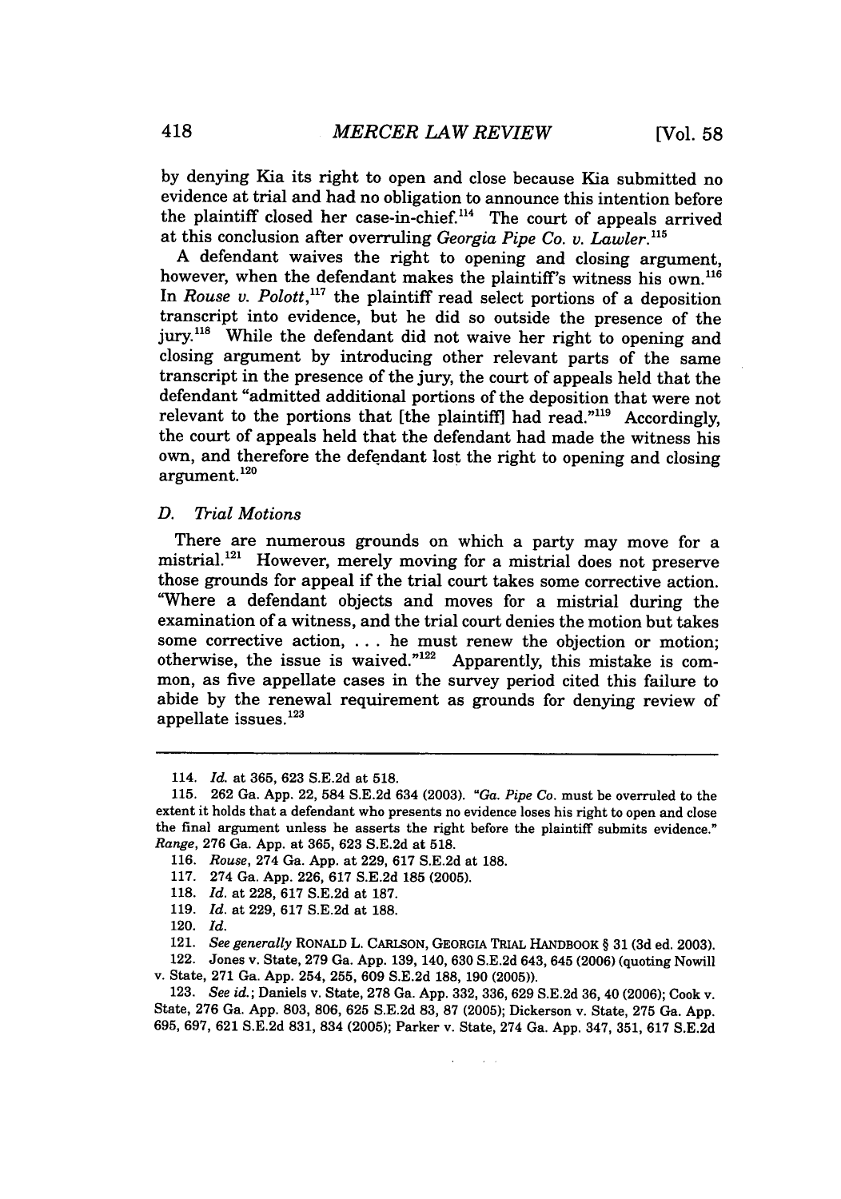by denying Kia its right to open and close because Kia submitted no evidence at trial and had no obligation to announce this intention before the plaintiff closed her case-in-chief.[114] The court of appeals arrived at this conclusion after overruling *Georgia Pipe Co. v. Lawler*.[115]

A defendant waives the right to opening and closing argument, however, when the defendant makes the plaintiff's witness his own.[116] In *Rouse v. Polott*,[117] the plaintiff read select portions of a deposition transcript into evidence, but he did so outside the presence of the jury.[118] While the defendant did not waive her right to opening and closing argument by introducing other relevant parts of the same transcript in the presence of the jury, the court of appeals held that the defendant "admitted additional portions of the deposition that were not relevant to the portions that [the plaintiff] had read."[119] Accordingly, the court of appeals held that the defendant had made the witness his own, and therefore the defendant lost the right to opening and closing argument.[120]

### D. *Trial Motions*

There are numerous grounds on which a party may move for a mistrial.[121] However, merely moving for a mistrial does not preserve those grounds for appeal if the trial court takes some corrective action. "Where a defendant objects and moves for a mistrial during the examination of a witness, and the trial court denies the motion but takes some corrective action, . . . he must renew the objection or motion; otherwise, the issue is waived."[122] Apparently, this mistake is common, as five appellate cases in the survey period cited this failure to abide by the renewal requirement as grounds for denying review of appellate issues.[123]

---

114. *Id.* at 365, 623 S.E.2d at 518.

115. 262 Ga. App. 22, 584 S.E.2d 634 (2003). "*Ga. Pipe Co.* must be overruled to the extent it holds that a defendant who presents no evidence loses his right to open and close the final argument unless he asserts the right before the plaintiff submits evidence." *Range*, 276 Ga. App. at 365, 623 S.E.2d at 518.

116. *Rouse*, 274 Ga. App. at 229, 617 S.E.2d at 188.

117. 274 Ga. App. 226, 617 S.E.2d 185 (2005).

118. *Id.* at 228, 617 S.E.2d at 187.

119. *Id.* at 229, 617 S.E.2d at 188.

120. *Id.*

121. *See generally* RONALD L. CARLSON, GEORGIA TRIAL HANDBOOK § 31 (3d ed. 2003).

122. Jones v. State, 279 Ga. App. 139, 140, 630 S.E.2d 643, 645 (2006) (quoting Nowill v. State, 271 Ga. App. 254, 255, 609 S.E.2d 188, 190 (2005)).

123. *See id.*; Daniels v. State, 278 Ga. App. 332, 336, 629 S.E.2d 36, 40 (2006); Cook v. State, 276 Ga. App. 803, 806, 625 S.E.2d 83, 87 (2005); Dickerson v. State, 275 Ga. App. 695, 697, 621 S.E.2d 831, 834 (2005); Parker v. State, 274 Ga. App. 347, 351, 617 S.E.2d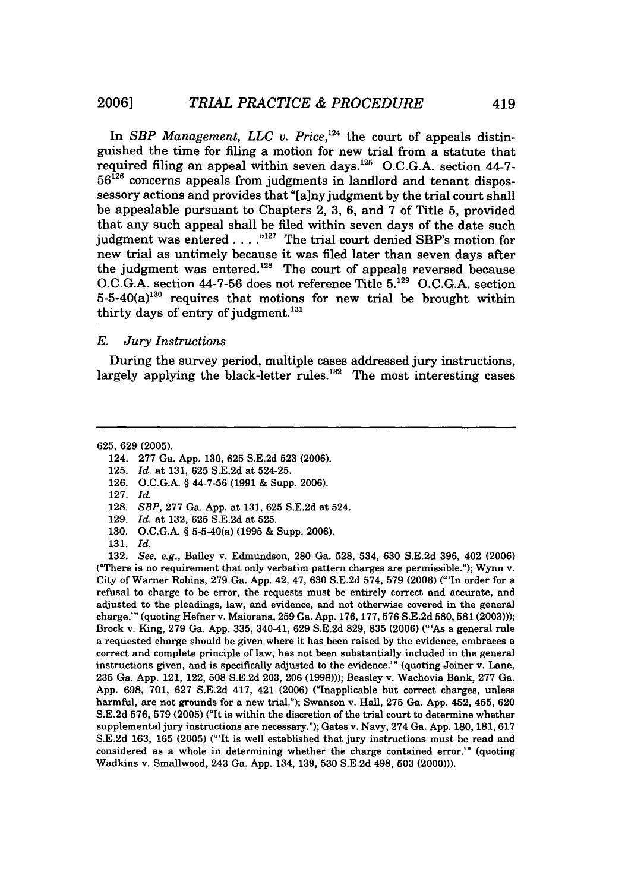In *SBP Management, LLC v. Price*,[124] the court of appeals distinguished the time for filing a motion for new trial from a statute that required filing an appeal within seven days.[125] O.C.G.A. section 44-7-56[126] concerns appeals from judgments in landlord and tenant dispossessory actions and provides that "[a]ny judgment by the trial court shall be appealable pursuant to Chapters 2, 3, 6, and 7 of Title 5, provided that any such appeal shall be filed within seven days of the date such judgment was entered . . . ."[127] The trial court denied SBP's motion for new trial as untimely because it was filed later than seven days after the judgment was entered.[128] The court of appeals reversed because O.C.G.A. section 44-7-56 does not reference Title 5.[129] O.C.G.A. section 5-5-40(a)[130] requires that motions for new trial be brought within thirty days of entry of judgment.[131]

### *E. Jury Instructions*

During the survey period, multiple cases addressed jury instructions, largely applying the black-letter rules.[132] The most interesting cases

---

625, 629 (2005).

124. 277 Ga. App. 130, 625 S.E.2d 523 (2006).

125. *Id.* at 131, 625 S.E.2d at 524-25.

126. O.C.G.A. § 44-7-56 (1991 & Supp. 2006).

127. *Id.*

128. *SBP*, 277 Ga. App. at 131, 625 S.E.2d at 524.

129. *Id.* at 132, 625 S.E.2d at 525.

130. O.C.G.A. § 5-5-40(a) (1995 & Supp. 2006).

131. *Id.*

132. *See, e.g.*, Bailey v. Edmundson, 280 Ga. 528, 534, 630 S.E.2d 396, 402 (2006) ("There is no requirement that only verbatim pattern charges are permissible."); Wynn v. City of Warner Robins, 279 Ga. App. 42, 47, 630 S.E.2d 574, 579 (2006) ("'In order for a refusal to charge to be error, the requests must be entirely correct and accurate, and adjusted to the pleadings, law, and evidence, and not otherwise covered in the general charge.'" (quoting Hefner v. Maiorana, 259 Ga. App. 176, 177, 576 S.E.2d 580, 581 (2003))); Brock v. King, 279 Ga. App. 335, 340-41, 629 S.E.2d 829, 835 (2006) ("'As a general rule a requested charge should be given where it has been raised by the evidence, embraces a correct and complete principle of law, has not been substantially included in the general instructions given, and is specifically adjusted to the evidence.'" (quoting Joiner v. Lane, 235 Ga. App. 121, 122, 508 S.E.2d 203, 206 (1998))); Beasley v. Wachovia Bank, 277 Ga. App. 698, 701, 627 S.E.2d 417, 421 (2006) ("Inapplicable but correct charges, unless harmful, are not grounds for a new trial."); Swanson v. Hall, 275 Ga. App. 452, 455, 620 S.E.2d 576, 579 (2005) ("It is within the discretion of the trial court to determine whether supplemental jury instructions are necessary."); Gates v. Navy, 274 Ga. App. 180, 181, 617 S.E.2d 163, 165 (2005) ("'It is well established that jury instructions must be read and considered as a whole in determining whether the charge contained error.'" (quoting Wadkins v. Smallwood, 243 Ga. App. 134, 139, 530 S.E.2d 498, 503 (2000))).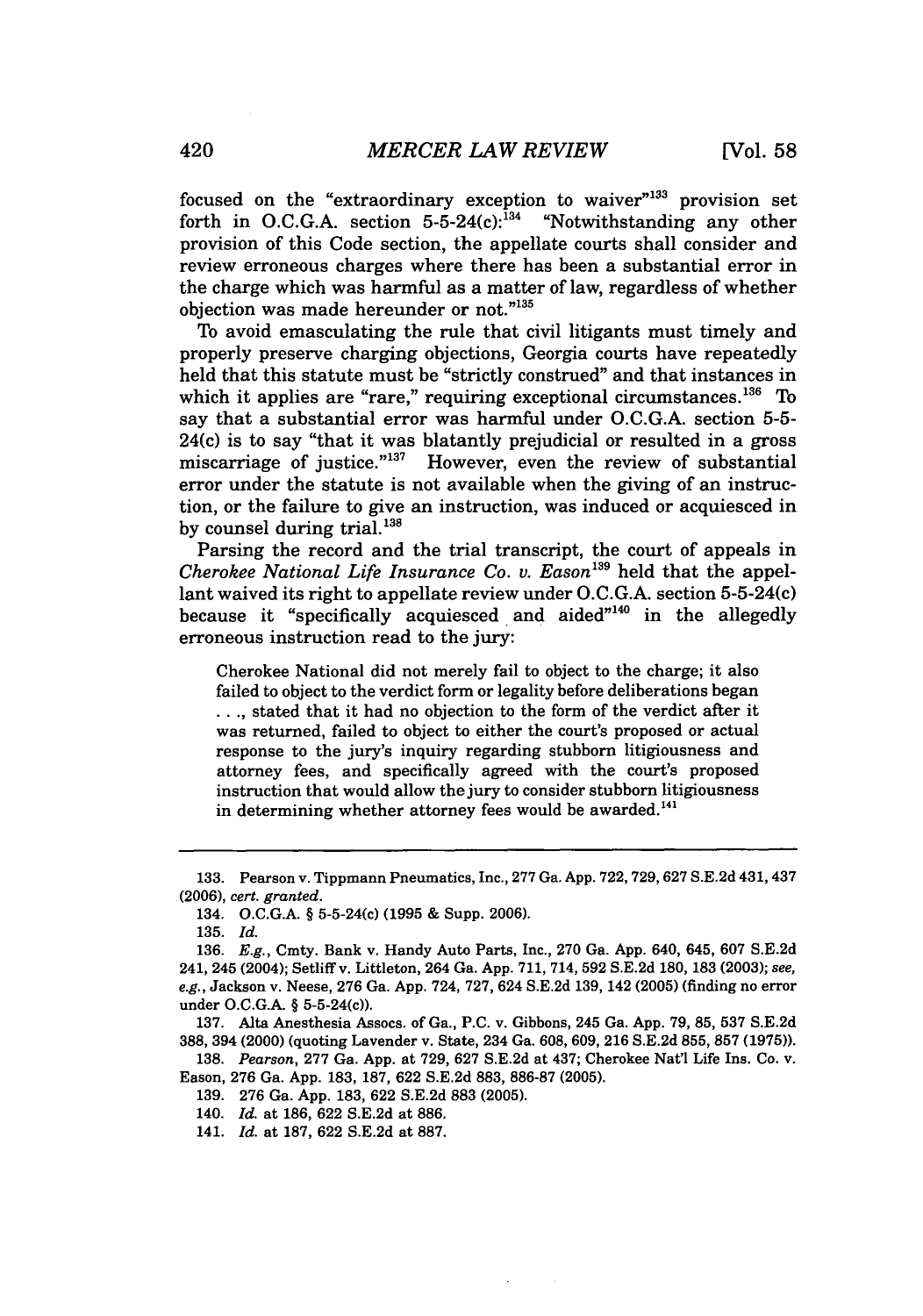focused on the "extraordinary exception to waiver"[133] provision set forth in O.C.G.A. section 5-5-24(c):[134] "Notwithstanding any other provision of this Code section, the appellate courts shall consider and review erroneous charges where there has been a substantial error in the charge which was harmful as a matter of law, regardless of whether objection was made hereunder or not."[135]

To avoid emasculating the rule that civil litigants must timely and properly preserve charging objections, Georgia courts have repeatedly held that this statute must be "strictly construed" and that instances in which it applies are "rare," requiring exceptional circumstances.[136] To say that a substantial error was harmful under O.C.G.A. section 5-5-24(c) is to say "that it was blatantly prejudicial or resulted in a gross miscarriage of justice."[137] However, even the review of substantial error under the statute is not available when the giving of an instruction, or the failure to give an instruction, was induced or acquiesced in by counsel during trial.[138]

Parsing the record and the trial transcript, the court of appeals in *Cherokee National Life Insurance Co. v. Eason*[139] held that the appellant waived its right to appellate review under O.C.G.A. section 5-5-24(c) because it "specifically acquiesced and aided"[140] in the allegedly erroneous instruction read to the jury:

> Cherokee National did not merely fail to object to the charge; it also failed to object to the verdict form or legality before deliberations began . . ., stated that it had no objection to the form of the verdict after it was returned, failed to object to either the court's proposed or actual response to the jury's inquiry regarding stubborn litigiousness and attorney fees, and specifically agreed with the court's proposed instruction that would allow the jury to consider stubborn litigiousness in determining whether attorney fees would be awarded.[141]

---

133. Pearson v. Tippmann Pneumatics, Inc., 277 Ga. App. 722, 729, 627 S.E.2d 431, 437 (2006), *cert. granted*.

134. O.C.G.A. § 5-5-24(c) (1995 & Supp. 2006).

135. *Id.*

136. *E.g.*, Cmty. Bank v. Handy Auto Parts, Inc., 270 Ga. App. 640, 645, 607 S.E.2d 241, 245 (2004); Setliff v. Littleton, 264 Ga. App. 711, 714, 592 S.E.2d 180, 183 (2003); *see, e.g.*, Jackson v. Neese, 276 Ga. App. 724, 727, 624 S.E.2d 139, 142 (2005) (finding no error under O.C.G.A. § 5-5-24(c)).

137. Alta Anesthesia Assocs. of Ga., P.C. v. Gibbons, 245 Ga. App. 79, 85, 537 S.E.2d 388, 394 (2000) (quoting Lavender v. State, 234 Ga. 608, 609, 216 S.E.2d 855, 857 (1975)).

138. *Pearson*, 277 Ga. App. at 729, 627 S.E.2d at 437; Cherokee Nat'l Life Ins. Co. v. Eason, 276 Ga. App. 183, 187, 622 S.E.2d 883, 886-87 (2005).

139. 276 Ga. App. 183, 622 S.E.2d 883 (2005).

140. *Id.* at 186, 622 S.E.2d at 886.

141. *Id.* at 187, 622 S.E.2d at 887.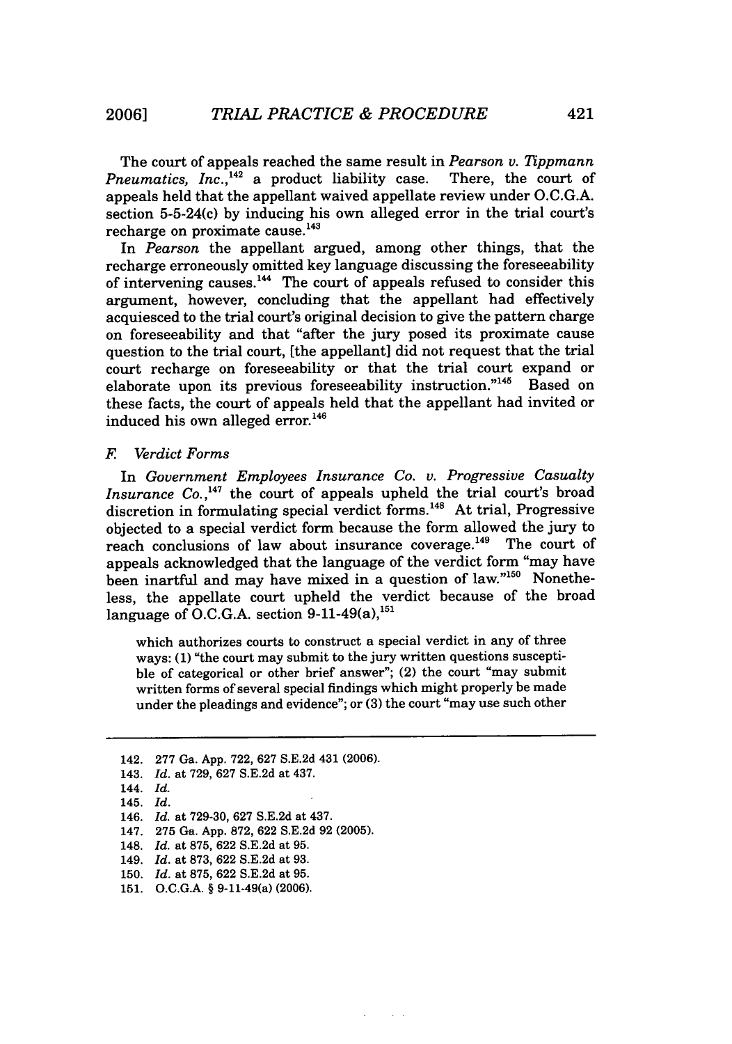The court of appeals reached the same result in *Pearson v. Tippmann Pneumatics, Inc.*,[142] a product liability case. There, the court of appeals held that the appellant waived appellate review under O.C.G.A. section 5-5-24(c) by inducing his own alleged error in the trial court's recharge on proximate cause.[143]

In *Pearson* the appellant argued, among other things, that the recharge erroneously omitted key language discussing the foreseeability of intervening causes.[144] The court of appeals refused to consider this argument, however, concluding that the appellant had effectively acquiesced to the trial court's original decision to give the pattern charge on foreseeability and that "after the jury posed its proximate cause question to the trial court, [the appellant] did not request that the trial court recharge on foreseeability or that the trial court expand or elaborate upon its previous foreseeability instruction."[145] Based on these facts, the court of appeals held that the appellant had invited or induced his own alleged error.[146]

### *F. Verdict Forms*

In *Government Employees Insurance Co. v. Progressive Casualty Insurance Co.*,[147] the court of appeals upheld the trial court's broad discretion in formulating special verdict forms.[148] At trial, Progressive objected to a special verdict form because the form allowed the jury to reach conclusions of law about insurance coverage.[149] The court of appeals acknowledged that the language of the verdict form "may have been inartful and may have mixed in a question of law."[150] Nonetheless, the appellate court upheld the verdict because of the broad language of O.C.G.A. section 9-11-49(a),[151]

> which authorizes courts to construct a special verdict in any of three ways: (1) "the court may submit to the jury written questions susceptible of categorical or other brief answer"; (2) the court "may submit written forms of several special findings which might properly be made under the pleadings and evidence"; or (3) the court "may use such other

---

142. 277 Ga. App. 722, 627 S.E.2d 431 (2006).
143. *Id.* at 729, 627 S.E.2d at 437.
144. *Id.*
145. *Id.*
146. *Id.* at 729-30, 627 S.E.2d at 437.
147. 275 Ga. App. 872, 622 S.E.2d 92 (2005).
148. *Id.* at 875, 622 S.E.2d at 95.
149. *Id.* at 873, 622 S.E.2d at 93.
150. *Id.* at 875, 622 S.E.2d at 95.
151. O.C.G.A. § 9-11-49(a) (2006).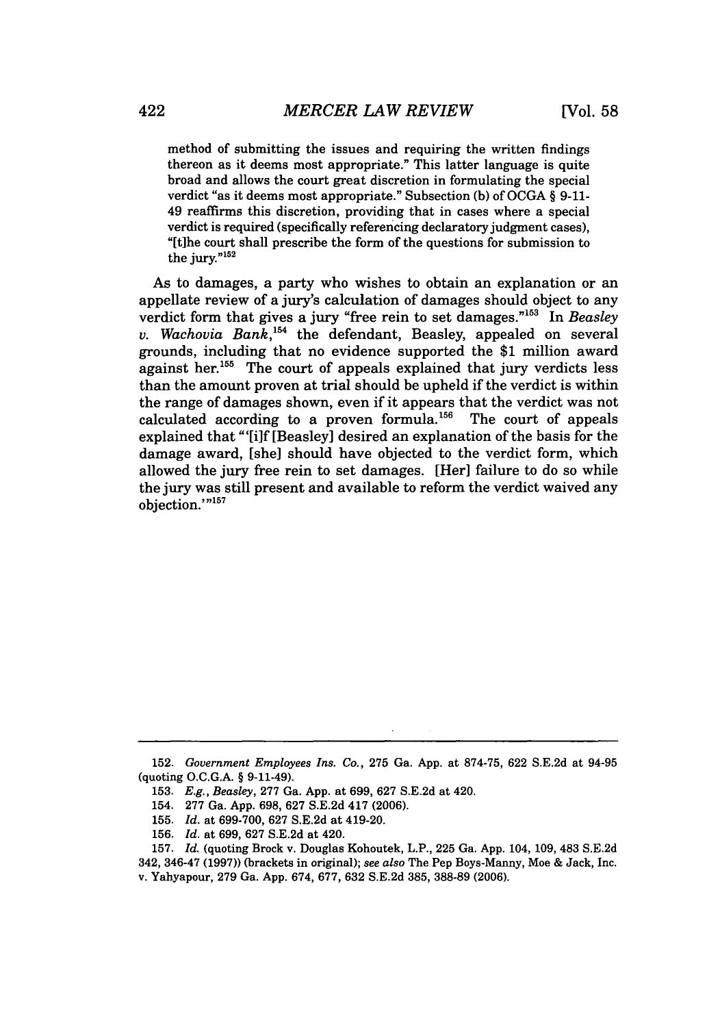method of submitting the issues and requiring the written findings thereon as it deems most appropriate." This latter language is quite broad and allows the court great discretion in formulating the special verdict "as it deems most appropriate." Subsection (b) of OCGA § 9-11-49 reaffirms this discretion, providing that in cases where a special verdict is required (specifically referencing declaratory judgment cases), "[t]he court shall prescribe the form of the questions for submission to the jury."[152]

As to damages, a party who wishes to obtain an explanation or an appellate review of a jury's calculation of damages should object to any verdict form that gives a jury "free rein to set damages."[153] In *Beasley v. Wachovia Bank*,[154] the defendant, Beasley, appealed on several grounds, including that no evidence supported the $1 million award against her.[155] The court of appeals explained that jury verdicts less than the amount proven at trial should be upheld if the verdict is within the range of damages shown, even if it appears that the verdict was not calculated according to a proven formula.[156] The court of appeals explained that "'[i]f [Beasley] desired an explanation of the basis for the damage award, [she] should have objected to the verdict form, which allowed the jury free rein to set damages. [Her] failure to do so while the jury was still present and available to reform the verdict waived any objection.'"[157]

---

152. *Government Employees Ins. Co.*, 275 Ga. App. at 874-75, 622 S.E.2d at 94-95 (quoting O.C.G.A. § 9-11-49).

153. *E.g.*, *Beasley*, 277 Ga. App. at 699, 627 S.E.2d at 420.

154. 277 Ga. App. 698, 627 S.E.2d 417 (2006).

155. *Id.* at 699-700, 627 S.E.2d at 419-20.

156. *Id.* at 699, 627 S.E.2d at 420.

157. *Id.* (quoting Brock v. Douglas Kohoutek, L.P., 225 Ga. App. 104, 109, 483 S.E.2d 342, 346-47 (1997)) (brackets in original); *see also* The Pep Boys-Manny, Moe & Jack, Inc. v. Yahyapour, 279 Ga. App. 674, 677, 632 S.E.2d 385, 388-89 (2006).